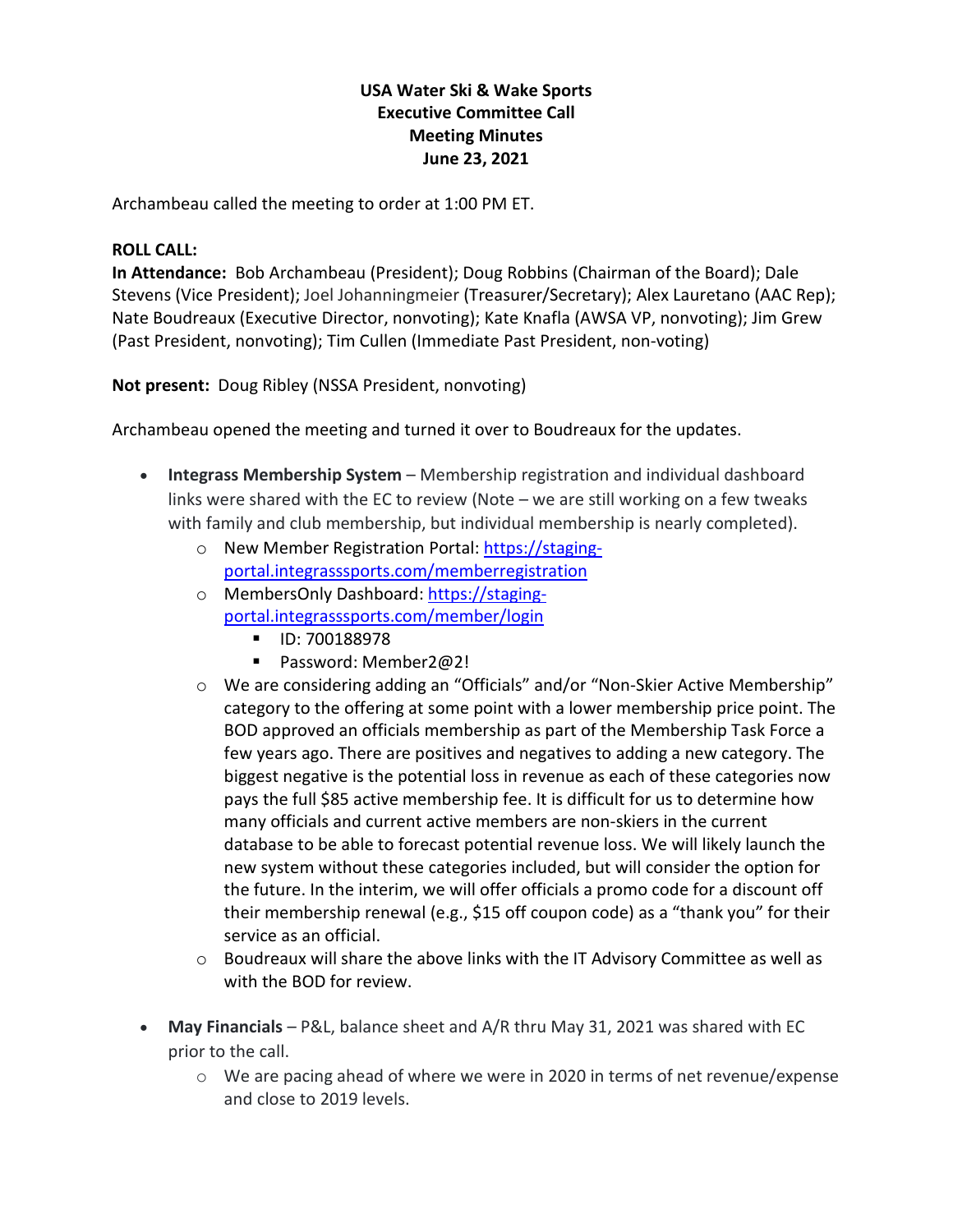**USA Water Ski & Wake Sports**
**Executive Committee Call**
**Meeting Minutes**
**June 23, 2021**

Archambeau called the meeting to order at 1:00 PM ET.

**ROLL CALL:**
**In Attendance:** Bob Archambeau (President); Doug Robbins (Chairman of the Board); Dale Stevens (Vice President); Joel Johanningmeier (Treasurer/Secretary); Alex Lauretano (AAC Rep); Nate Boudreaux (Executive Director, nonvoting); Kate Knafla (AWSA VP, nonvoting); Jim Grew (Past President, nonvoting); Tim Cullen (Immediate Past President, non-voting)

**Not present:** Doug Ribley (NSSA President, nonvoting)

Archambeau opened the meeting and turned it over to Boudreaux for the updates.

- **Integrass Membership System** – Membership registration and individual dashboard links were shared with the EC to review (Note – we are still working on a few tweaks with family and club membership, but individual membership is nearly completed).
  - New Member Registration Portal: [https://staging-portal.integrasssports.com/memberregistration](https://staging-portal.integrasssports.com/memberregistration)
  - MembersOnly Dashboard: [https://staging-portal.integrasssports.com/member/login](https://staging-portal.integrasssports.com/member/login)
    - ID: 700188978
    - Password: Member2@2!
  - We are considering adding an "Officials" and/or "Non-Skier Active Membership" category to the offering at some point with a lower membership price point. The BOD approved an officials membership as part of the Membership Task Force a few years ago. There are positives and negatives to adding a new category. The biggest negative is the potential loss in revenue as each of these categories now pays the full $85 active membership fee. It is difficult for us to determine how many officials and current active members are non-skiers in the current database to be able to forecast potential revenue loss. We will likely launch the new system without these categories included, but will consider the option for the future. In the interim, we will offer officials a promo code for a discount off their membership renewal (e.g., $15 off coupon code) as a "thank you" for their service as an official.
  - Boudreaux will share the above links with the IT Advisory Committee as well as with the BOD for review.

- **May Financials** – P&L, balance sheet and A/R thru May 31, 2021 was shared with EC prior to the call.
  - We are pacing ahead of where we were in 2020 in terms of net revenue/expense and close to 2019 levels.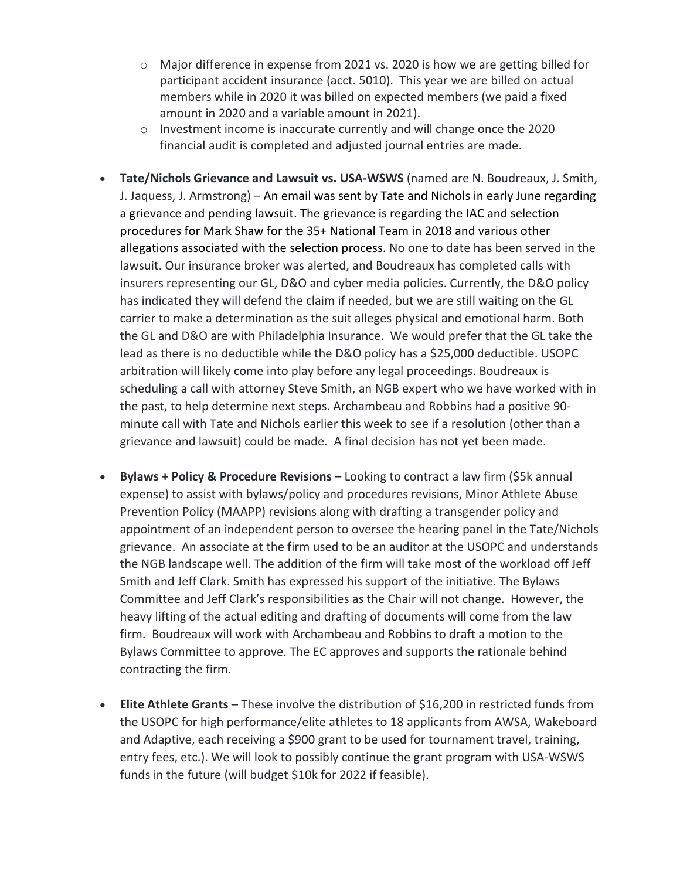- Major difference in expense from 2021 vs. 2020 is how we are getting billed for participant accident insurance (acct. 5010). This year we are billed on actual members while in 2020 it was billed on expected members (we paid a fixed amount in 2020 and a variable amount in 2021).
    - Investment income is inaccurate currently and will change once the 2020 financial audit is completed and adjusted journal entries are made.

- **Tate/Nichols Grievance and Lawsuit vs. USA-WSWS** (named are N. Boudreaux, J. Smith, J. Jaquess, J. Armstrong) – An email was sent by Tate and Nichols in early June regarding a grievance and pending lawsuit. The grievance is regarding the IAC and selection procedures for Mark Shaw for the 35+ National Team in 2018 and various other allegations associated with the selection process. No one to date has been served in the lawsuit. Our insurance broker was alerted, and Boudreaux has completed calls with insurers representing our GL, D&O and cyber media policies. Currently, the D&O policy has indicated they will defend the claim if needed, but we are still waiting on the GL carrier to make a determination as the suit alleges physical and emotional harm. Both the GL and D&O are with Philadelphia Insurance. We would prefer that the GL take the lead as there is no deductible while the D&O policy has a $25,000 deductible. USOPC arbitration will likely come into play before any legal proceedings. Boudreaux is scheduling a call with attorney Steve Smith, an NGB expert who we have worked with in the past, to help determine next steps. Archambeau and Robbins had a positive 90-minute call with Tate and Nichols earlier this week to see if a resolution (other than a grievance and lawsuit) could be made. A final decision has not yet been made.

- **Bylaws + Policy & Procedure Revisions** – Looking to contract a law firm ($5k annual expense) to assist with bylaws/policy and procedures revisions, Minor Athlete Abuse Prevention Policy (MAAPP) revisions along with drafting a transgender policy and appointment of an independent person to oversee the hearing panel in the Tate/Nichols grievance. An associate at the firm used to be an auditor at the USOPC and understands the NGB landscape well. The addition of the firm will take most of the workload off Jeff Smith and Jeff Clark. Smith has expressed his support of the initiative. The Bylaws Committee and Jeff Clark's responsibilities as the Chair will not change. However, the heavy lifting of the actual editing and drafting of documents will come from the law firm. Boudreaux will work with Archambeau and Robbins to draft a motion to the Bylaws Committee to approve. The EC approves and supports the rationale behind contracting the firm.

- **Elite Athlete Grants** – These involve the distribution of $16,200 in restricted funds from the USOPC for high performance/elite athletes to 18 applicants from AWSA, Wakeboard and Adaptive, each receiving a $900 grant to be used for tournament travel, training, entry fees, etc.). We will look to possibly continue the grant program with USA-WSWS funds in the future (will budget $10k for 2022 if feasible).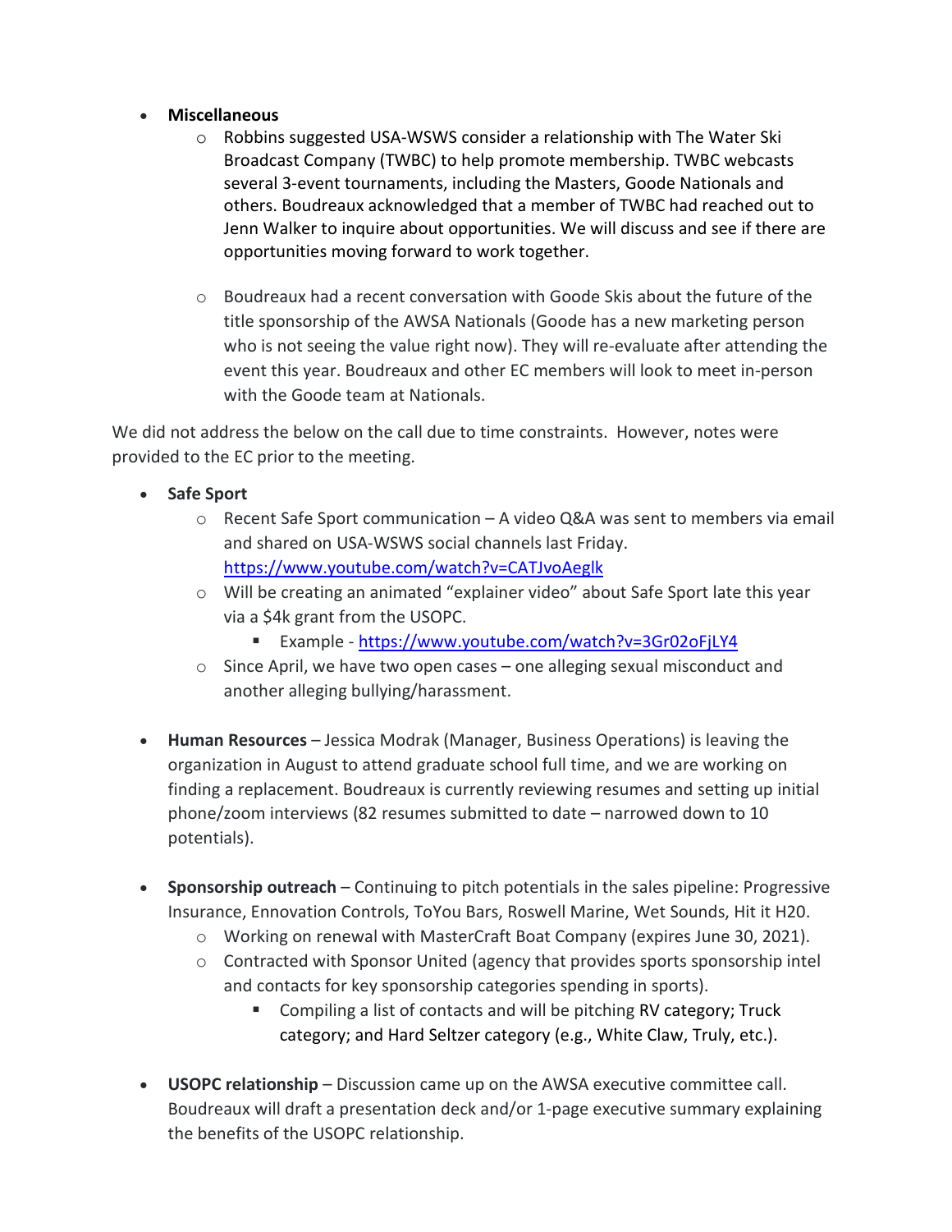- **Miscellaneous**
  - Robbins suggested USA-WSWS consider a relationship with The Water Ski Broadcast Company (TWBC) to help promote membership. TWBC webcasts several 3-event tournaments, including the Masters, Goode Nationals and others. Boudreaux acknowledged that a member of TWBC had reached out to Jenn Walker to inquire about opportunities. We will discuss and see if there are opportunities moving forward to work together.

  - Boudreaux had a recent conversation with Goode Skis about the future of the title sponsorship of the AWSA Nationals (Goode has a new marketing person who is not seeing the value right now). They will re-evaluate after attending the event this year. Boudreaux and other EC members will look to meet in-person with the Goode team at Nationals.

We did not address the below on the call due to time constraints. However, notes were provided to the EC prior to the meeting.

- **Safe Sport**
  - Recent Safe Sport communication – A video Q&A was sent to members via email and shared on USA-WSWS social channels last Friday. https://www.youtube.com/watch?v=CATJvoAeglk
  - Will be creating an animated "explainer video" about Safe Sport late this year via a $4k grant from the USOPC.
    - Example - https://www.youtube.com/watch?v=3Gr02oFjLY4
  - Since April, we have two open cases – one alleging sexual misconduct and another alleging bullying/harassment.

- **Human Resources** – Jessica Modrak (Manager, Business Operations) is leaving the organization in August to attend graduate school full time, and we are working on finding a replacement. Boudreaux is currently reviewing resumes and setting up initial phone/zoom interviews (82 resumes submitted to date – narrowed down to 10 potentials).

- **Sponsorship outreach** – Continuing to pitch potentials in the sales pipeline: Progressive Insurance, Ennovation Controls, ToYou Bars, Roswell Marine, Wet Sounds, Hit it H20.
  - Working on renewal with MasterCraft Boat Company (expires June 30, 2021).
  - Contracted with Sponsor United (agency that provides sports sponsorship intel and contacts for key sponsorship categories spending in sports).
    - Compiling a list of contacts and will be pitching RV category; Truck category; and Hard Seltzer category (e.g., White Claw, Truly, etc.).

- **USOPC relationship** – Discussion came up on the AWSA executive committee call. Boudreaux will draft a presentation deck and/or 1-page executive summary explaining the benefits of the USOPC relationship.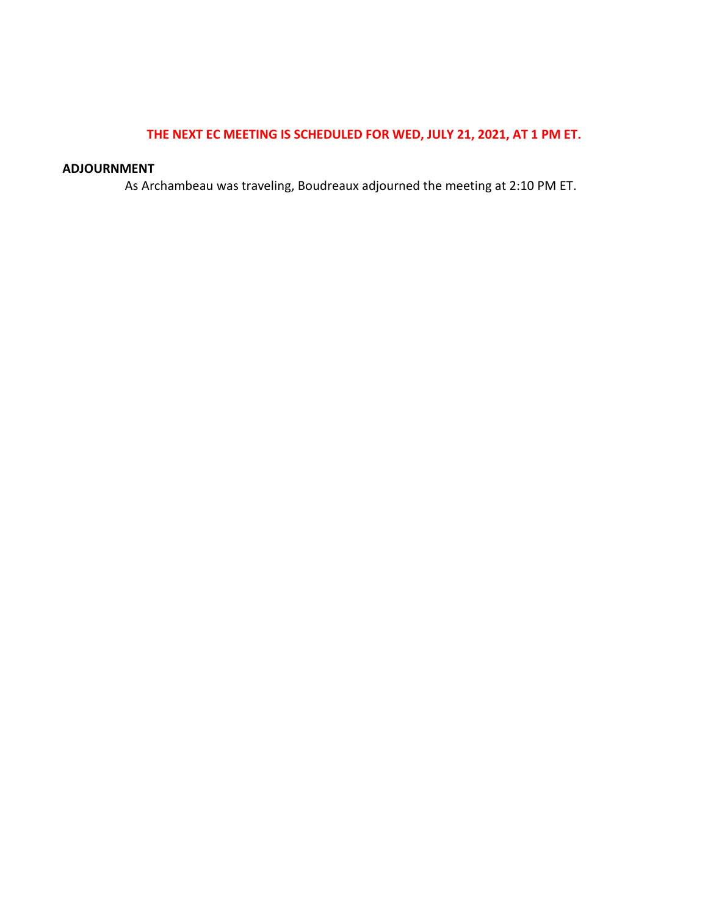**THE NEXT EC MEETING IS SCHEDULED FOR WED, JULY 21, 2021, AT 1 PM ET.**

## ADJOURNMENT

As Archambeau was traveling, Boudreaux adjourned the meeting at 2:10 PM ET.